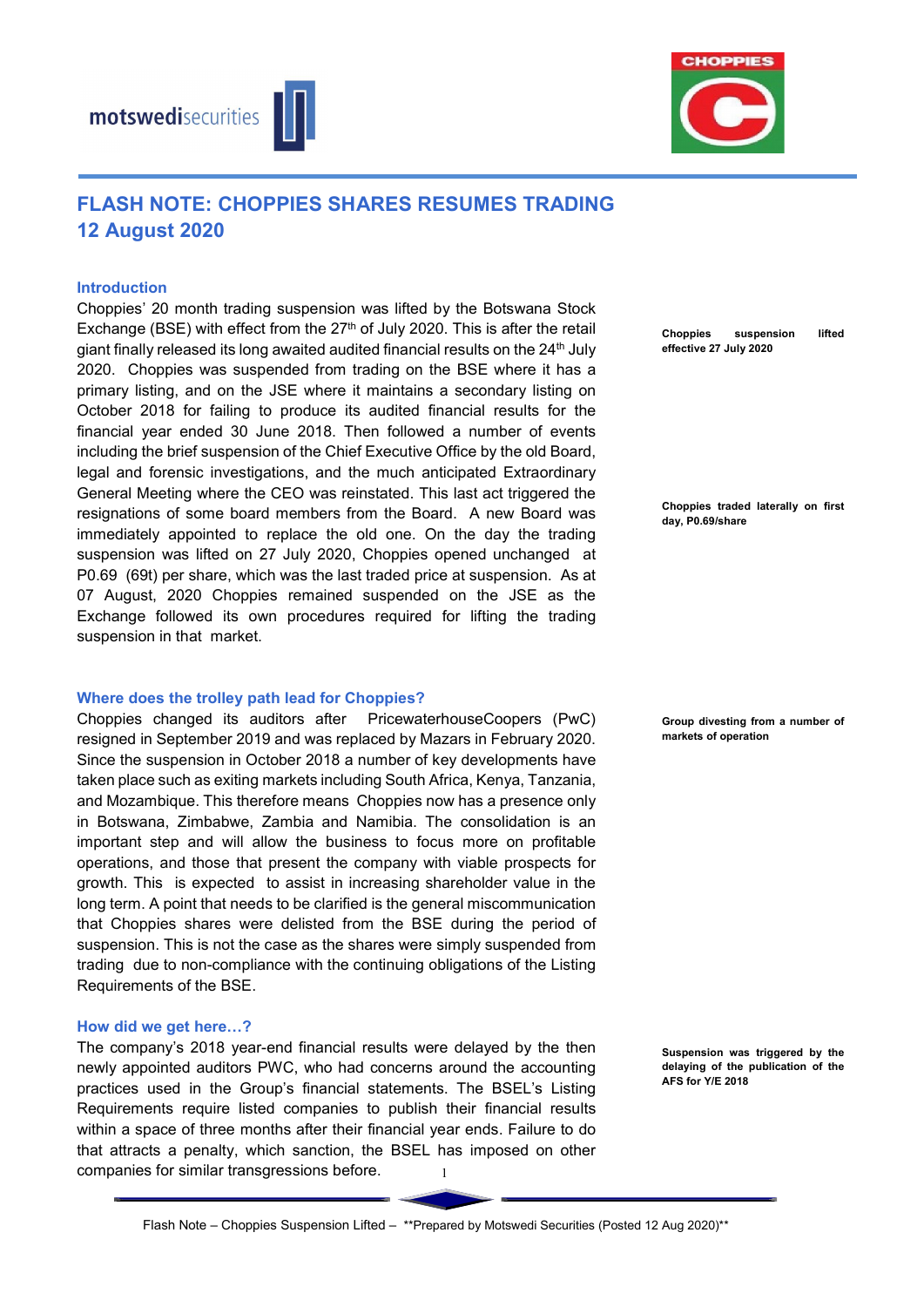motswedisecurities

CHOPPIES

# FLASH NOTE: CHOPPIES SHARES RESUMES TRADING 12 August 2020

## Introduction

Choppies' 20 month trading suspension was lifted by the Botswana Stock Exchange (BSE) with effect from the 27th of July 2020. This is after the retail giant finally released its long awaited audited financial results on the 24th July 2020. Choppies was suspended from trading on the BSE where it has a primary listing, and on the JSE where it maintains a secondary listing on October 2018 for failing to produce its audited financial results for the financial year ended 30 June 2018. Then followed a number of events including the brief suspension of the Chief Executive Office by the old Board, legal and forensic investigations, and the much anticipated Extraordinary General Meeting where the CEO was reinstated. This last act triggered the resignations of some board members from the Board. A new Board was immediately appointed to replace the old one. On the day the trading suspension was lifted on 27 July 2020, Choppies opened unchanged at P0.69 (69t) per share, which was the last traded price at suspension. As at 07 August, 2020 Choppies remained suspended on the JSE as the Exchange followed its own procedures required for lifting the trading suspension in that market.

**Choppies suspension lifted effective 27 July 2020**

**Choppies traded laterally on first day, P0.69/share**

## Where does the trolley path lead for Choppies?

Choppies changed its auditors after PricewaterhouseCoopers (PwC) resigned in September 2019 and was replaced by Mazars in February 2020. Since the suspension in October 2018 a number of key developments have taken place such as exiting markets including South Africa, Kenya, Tanzania, and Mozambique. This therefore means Choppies now has a presence only in Botswana, Zimbabwe, Zambia and Namibia. The consolidation is an important step and will allow the business to focus more on profitable operations, and those that present the company with viable prospects for growth. This is expected to assist in increasing shareholder value in the long term. A point that needs to be clarified is the general miscommunication that Choppies shares were delisted from the BSE during the period of suspension. This is not the case as the shares were simply suspended from trading due to non-compliance with the continuing obligations of the Listing Requirements of the BSE.

**Group divesting from a number of markets of operation**

## How did we get here…?

The company's 2018 year-end financial results were delayed by the then newly appointed auditors PWC, who had concerns around the accounting practices used in the Group's financial statements. The BSEL's Listing Requirements require listed companies to publish their financial results within a space of three months after their financial year ends. Failure to do that attracts a penalty, which sanction, the BSEL has imposed on other companies for similar transgressions before.

**Suspension was triggered by the delaying of the publication of the AFS for Y/E 2018**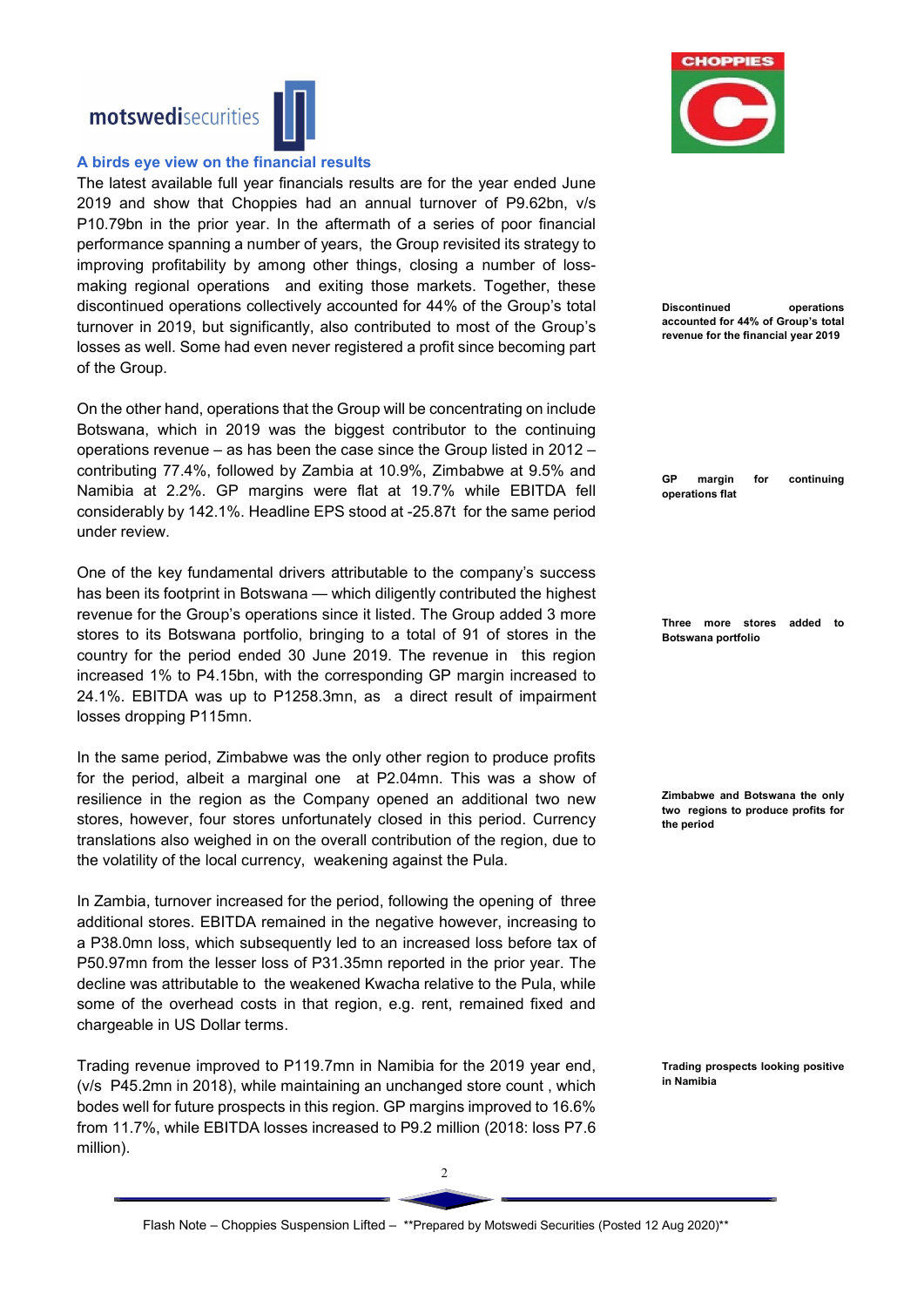## A birds eye view on the financial results

The latest available full year financials results are for the year ended June 2019 and show that Choppies had an annual turnover of P9.62bn, v/s P10.79bn in the prior year. In the aftermath of a series of poor financial performance spanning a number of years, the Group revisited its strategy to improving profitability by among other things, closing a number of loss-making regional operations and exiting those markets. Together, these discontinued operations collectively accounted for 44% of the Group's total turnover in 2019, but significantly, also contributed to most of the Group's losses as well. Some had even never registered a profit since becoming part of the Group.

**Discontinued operations accounted for 44% of Group's total revenue for the financial year 2019**

On the other hand, operations that the Group will be concentrating on include Botswana, which in 2019 was the biggest contributor to the continuing operations revenue – as has been the case since the Group listed in 2012 – contributing 77.4%, followed by Zambia at 10.9%, Zimbabwe at 9.5% and Namibia at 2.2%. GP margins were flat at 19.7% while EBITDA fell considerably by 142.1%. Headline EPS stood at -25.87t for the same period under review.

**GP margin for continuing operations flat**

One of the key fundamental drivers attributable to the company's success has been its footprint in Botswana — which diligently contributed the highest revenue for the Group's operations since it listed. The Group added 3 more stores to its Botswana portfolio, bringing to a total of 91 of stores in the country for the period ended 30 June 2019. The revenue in this region increased 1% to P4.15bn, with the corresponding GP margin increased to 24.1%. EBITDA was up to P1258.3mn, as a direct result of impairment losses dropping P115mn.

**Three more stores added to Botswana portfolio**

In the same period, Zimbabwe was the only other region to produce profits for the period, albeit a marginal one at P2.04mn. This was a show of resilience in the region as the Company opened an additional two new stores, however, four stores unfortunately closed in this period. Currency translations also weighed in on the overall contribution of the region, due to the volatility of the local currency, weakening against the Pula.

**Zimbabwe and Botswana the only two regions to produce profits for the period**

In Zambia, turnover increased for the period, following the opening of three additional stores. EBITDA remained in the negative however, increasing to a P38.0mn loss, which subsequently led to an increased loss before tax of P50.97mn from the lesser loss of P31.35mn reported in the prior year. The decline was attributable to the weakened Kwacha relative to the Pula, while some of the overhead costs in that region, e.g. rent, remained fixed and chargeable in US Dollar terms.

Trading revenue improved to P119.7mn in Namibia for the 2019 year end, (v/s P45.2mn in 2018), while maintaining an unchanged store count , which bodes well for future prospects in this region. GP margins improved to 16.6% from 11.7%, while EBITDA losses increased to P9.2 million (2018: loss P7.6 million).

**Trading prospects looking positive in Namibia**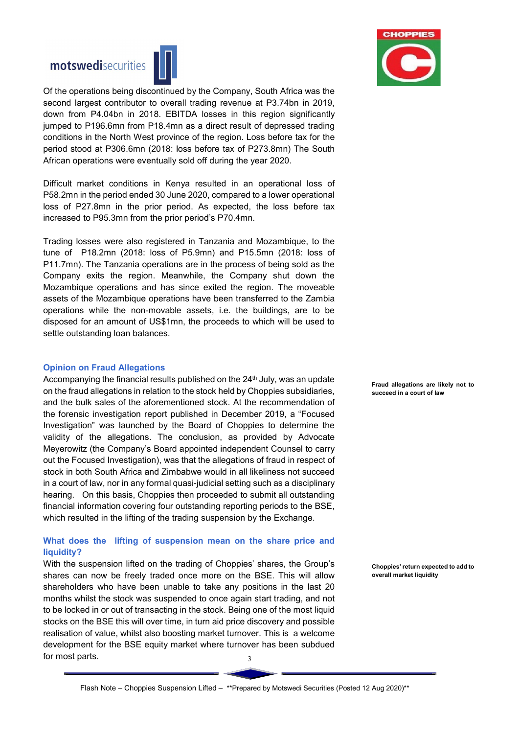Of the operations being discontinued by the Company, South Africa was the second largest contributor to overall trading revenue at P3.74bn in 2019, down from P4.04bn in 2018. EBITDA losses in this region significantly jumped to P196.6mn from P18.4mn as a direct result of depressed trading conditions in the North West province of the region. Loss before tax for the period stood at P306.6mn (2018: loss before tax of P273.8mn) The South African operations were eventually sold off during the year 2020.

Difficult market conditions in Kenya resulted in an operational loss of P58.2mn in the period ended 30 June 2020, compared to a lower operational loss of P27.8mn in the prior period. As expected, the loss before tax increased to P95.3mn from the prior period's P70.4mn.

Trading losses were also registered in Tanzania and Mozambique, to the tune of P18.2mn (2018: loss of P5.9mn) and P15.5mn (2018: loss of P11.7mn). The Tanzania operations are in the process of being sold as the Company exits the region. Meanwhile, the Company shut down the Mozambique operations and has since exited the region. The moveable assets of the Mozambique operations have been transferred to the Zambia operations while the non-movable assets, i.e. the buildings, are to be disposed for an amount of US$1mn, the proceeds to which will be used to settle outstanding loan balances.

### Opinion on Fraud Allegations

**Fraud allegations are likely not to succeed in a court of law**

Accompanying the financial results published on the 24th July, was an update on the fraud allegations in relation to the stock held by Choppies subsidiaries, and the bulk sales of the aforementioned stock. At the recommendation of the forensic investigation report published in December 2019, a "Focused Investigation" was launched by the Board of Choppies to determine the validity of the allegations. The conclusion, as provided by Advocate Meyerowitz (the Company's Board appointed independent Counsel to carry out the Focused Investigation), was that the allegations of fraud in respect of stock in both South Africa and Zimbabwe would in all likeliness not succeed in a court of law, nor in any formal quasi-judicial setting such as a disciplinary hearing. On this basis, Choppies then proceeded to submit all outstanding financial information covering four outstanding reporting periods to the BSE, which resulted in the lifting of the trading suspension by the Exchange.

### What does the lifting of suspension mean on the share price and liquidity?

**Choppies' return expected to add to overall market liquidity**

With the suspension lifted on the trading of Choppies' shares, the Group's shares can now be freely traded once more on the BSE. This will allow shareholders who have been unable to take any positions in the last 20 months whilst the stock was suspended to once again start trading, and not to be locked in or out of transacting in the stock. Being one of the most liquid stocks on the BSE this will over time, in turn aid price discovery and possible realisation of value, whilst also boosting market turnover. This is a welcome development for the BSE equity market where turnover has been subdued for most parts.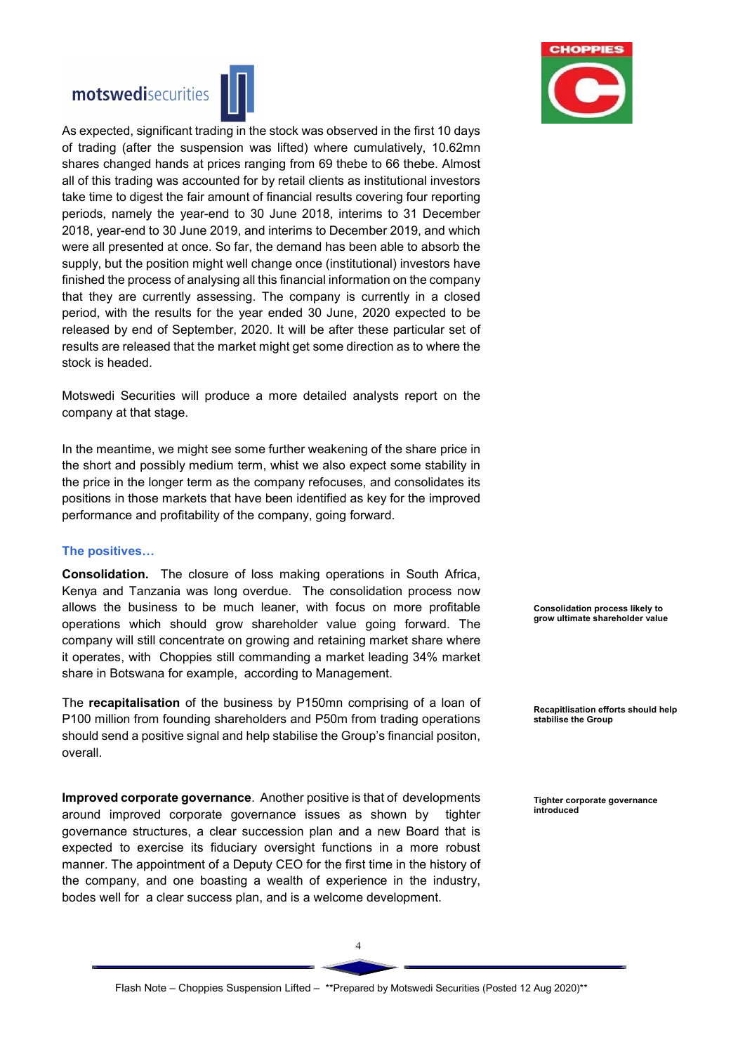As expected, significant trading in the stock was observed in the first 10 days of trading (after the suspension was lifted) where cumulatively, 10.62mn shares changed hands at prices ranging from 69 thebe to 66 thebe. Almost all of this trading was accounted for by retail clients as institutional investors take time to digest the fair amount of financial results covering four reporting periods, namely the year-end to 30 June 2018, interims to 31 December 2018, year-end to 30 June 2019, and interims to December 2019, and which were all presented at once. So far, the demand has been able to absorb the supply, but the position might well change once (institutional) investors have finished the process of analysing all this financial information on the company that they are currently assessing. The company is currently in a closed period, with the results for the year ended 30 June, 2020 expected to be released by end of September, 2020. It will be after these particular set of results are released that the market might get some direction as to where the stock is headed.

Motswedi Securities will produce a more detailed analysts report on the company at that stage.

In the meantime, we might see some further weakening of the share price in the short and possibly medium term, whilst we also expect some stability in the price in the longer term as the company refocuses, and consolidates its positions in those markets that have been identified as key for the improved performance and profitability of the company, going forward.

### The positives…

**Consolidation process likely to grow ultimate shareholder value**

**Consolidation.** The closure of loss making operations in South Africa, Kenya and Tanzania was long overdue. The consolidation process now allows the business to be much leaner, with focus on more profitable operations which should grow shareholder value going forward. The company will still concentrate on growing and retaining market share where it operates, with Choppies still commanding a market leading 34% market share in Botswana for example, according to Management.

**Recapitlisation efforts should help stabilise the Group**

The **recapitalisation** of the business by P150mn comprising of a loan of P100 million from founding shareholders and P50m from trading operations should send a positive signal and help stabilise the Group's financial positon, overall.

**Tighter corporate governance introduced**

**Improved corporate governance**. Another positive is that of developments around improved corporate governance issues as shown by tighter governance structures, a clear succession plan and a new Board that is expected to exercise its fiduciary oversight functions in a more robust manner. The appointment of a Deputy CEO for the first time in the history of the company, and one boasting a wealth of experience in the industry, bodes well for a clear success plan, and is a welcome development.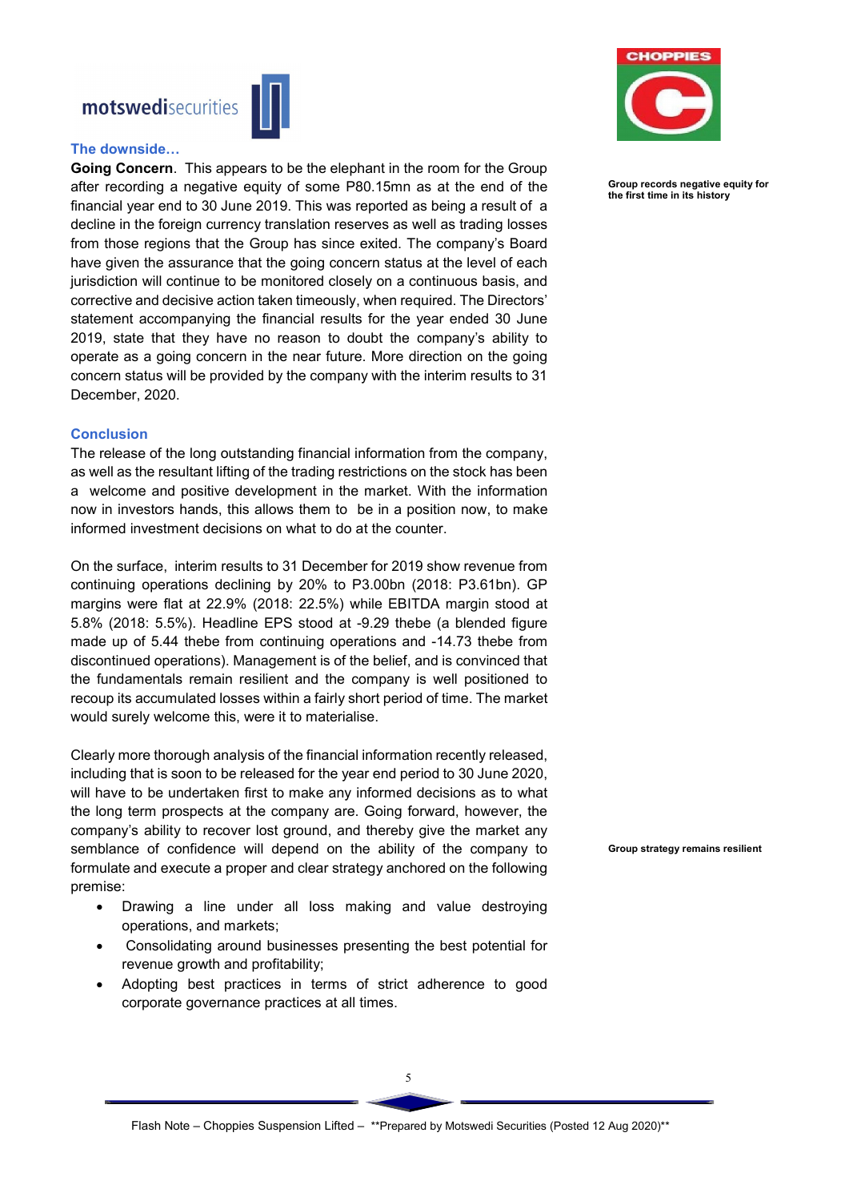### The downside…

**Going Concern**. This appears to be the elephant in the room for the Group after recording a negative equity of some P80.15mn as at the end of the financial year end to 30 June 2019. This was reported as being a result of a decline in the foreign currency translation reserves as well as trading losses from those regions that the Group has since exited. The company's Board have given the assurance that the going concern status at the level of each jurisdiction will continue to be monitored closely on a continuous basis, and corrective and decisive action taken timeously, when required. The Directors' statement accompanying the financial results for the year ended 30 June 2019, state that they have no reason to doubt the company's ability to operate as a going concern in the near future. More direction on the going concern status will be provided by the company with the interim results to 31 December, 2020.

**Group records negative equity for the first time in its history**

### Conclusion

The release of the long outstanding financial information from the company, as well as the resultant lifting of the trading restrictions on the stock has been a welcome and positive development in the market. With the information now in investors hands, this allows them to be in a position now, to make informed investment decisions on what to do at the counter.

On the surface, interim results to 31 December for 2019 show revenue from continuing operations declining by 20% to P3.00bn (2018: P3.61bn). GP margins were flat at 22.9% (2018: 22.5%) while EBITDA margin stood at 5.8% (2018: 5.5%). Headline EPS stood at -9.29 thebe (a blended figure made up of 5.44 thebe from continuing operations and -14.73 thebe from discontinued operations). Management is of the belief, and is convinced that the fundamentals remain resilient and the company is well positioned to recoup its accumulated losses within a fairly short period of time. The market would surely welcome this, were it to materialise.

Clearly more thorough analysis of the financial information recently released, including that is soon to be released for the year end period to 30 June 2020, will have to be undertaken first to make any informed decisions as to what the long term prospects at the company are. Going forward, however, the company's ability to recover lost ground, and thereby give the market any semblance of confidence will depend on the ability of the company to formulate and execute a proper and clear strategy anchored on the following premise:

**Group strategy remains resilient**

- Drawing a line under all loss making and value destroying operations, and markets;
- Consolidating around businesses presenting the best potential for revenue growth and profitability;
- Adopting best practices in terms of strict adherence to good corporate governance practices at all times.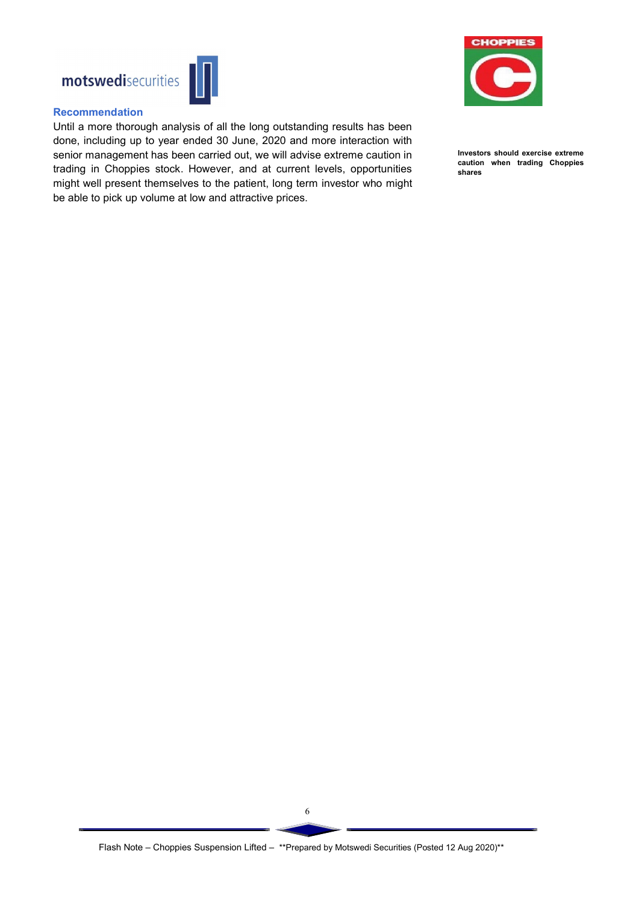## Recommendation

Until a more thorough analysis of all the long outstanding results has been done, including up to year ended 30 June, 2020 and more interaction with senior management has been carried out, we will advise extreme caution in trading in Choppies stock. However, and at current levels, opportunities might well present themselves to the patient, long term investor who might be able to pick up volume at low and attractive prices.

**Investors should exercise extreme caution when trading Choppies shares**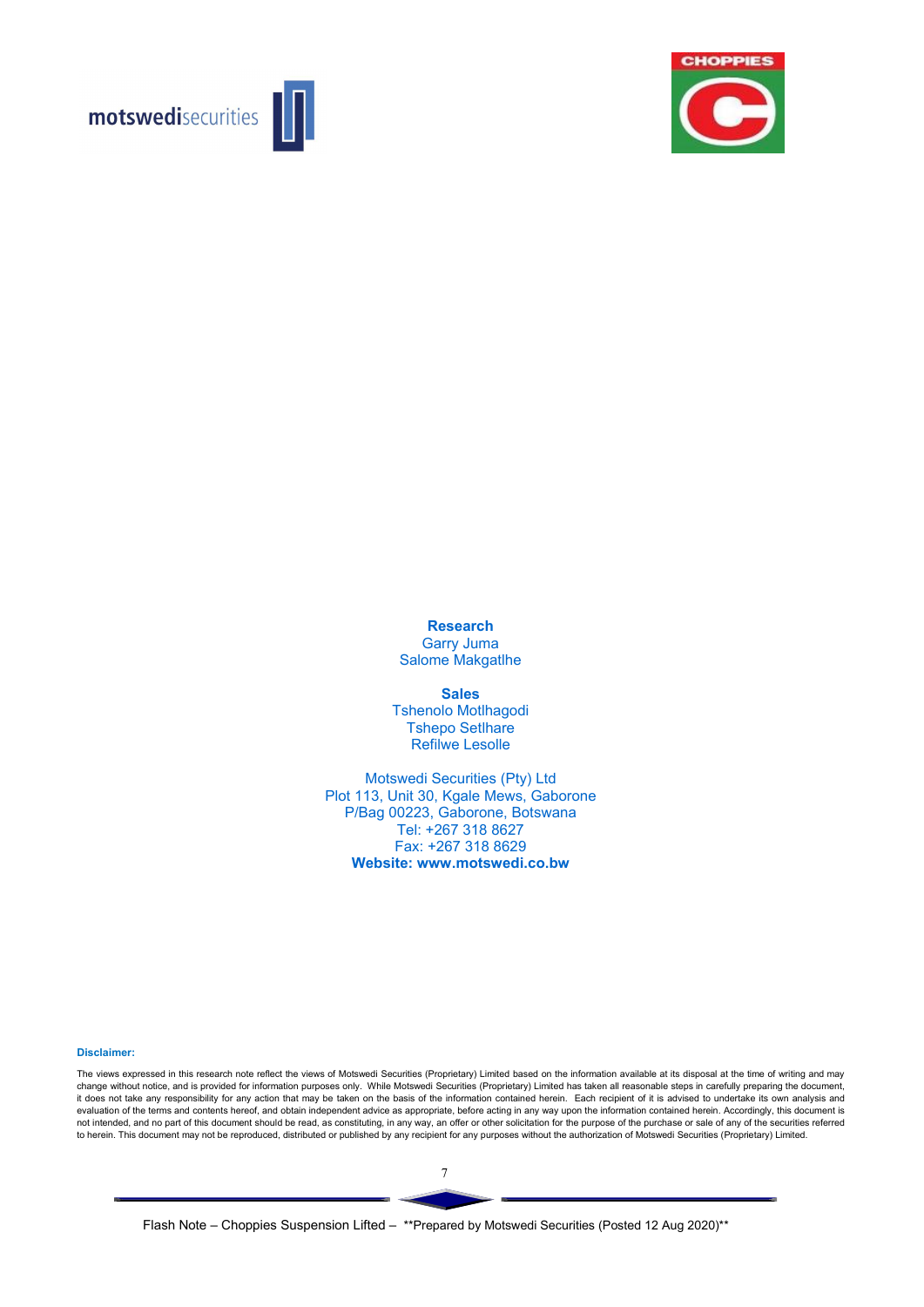**Research**
Garry Juma
Salome Makgatlhe

**Sales**
Tshenolo Motlhagodi
Tshepo Setlhare
Refilwe Lesolle

Motswedi Securities (Pty) Ltd
Plot 113, Unit 30, Kgale Mews, Gaborone
P/Bag 00223, Gaborone, Botswana
Tel: +267 318 8627
Fax: +267 318 8629
**Website: www.motswedi.co.bw**

**Disclaimer:**

The views expressed in this research note reflect the views of Motswedi Securities (Proprietary) Limited based on the information available at its disposal at the time of writing and may change without notice, and is provided for information purposes only. While Motswedi Securities (Proprietary) Limited has taken all reasonable steps in carefully preparing the document, it does not take any responsibility for any action that may be taken on the basis of the information contained herein. Each recipient of it is advised to undertake its own analysis and evaluation of the terms and contents hereof, and obtain independent advice as appropriate, before acting in any way upon the information contained herein. Accordingly, this document is not intended, and no part of this document should be read, as constituting, in any way, an offer or other solicitation for the purpose of the purchase or sale of any of the securities referred to herein. This document may not be reproduced, distributed or published by any recipient for any purposes without the authorization of Motswedi Securities (Proprietary) Limited.